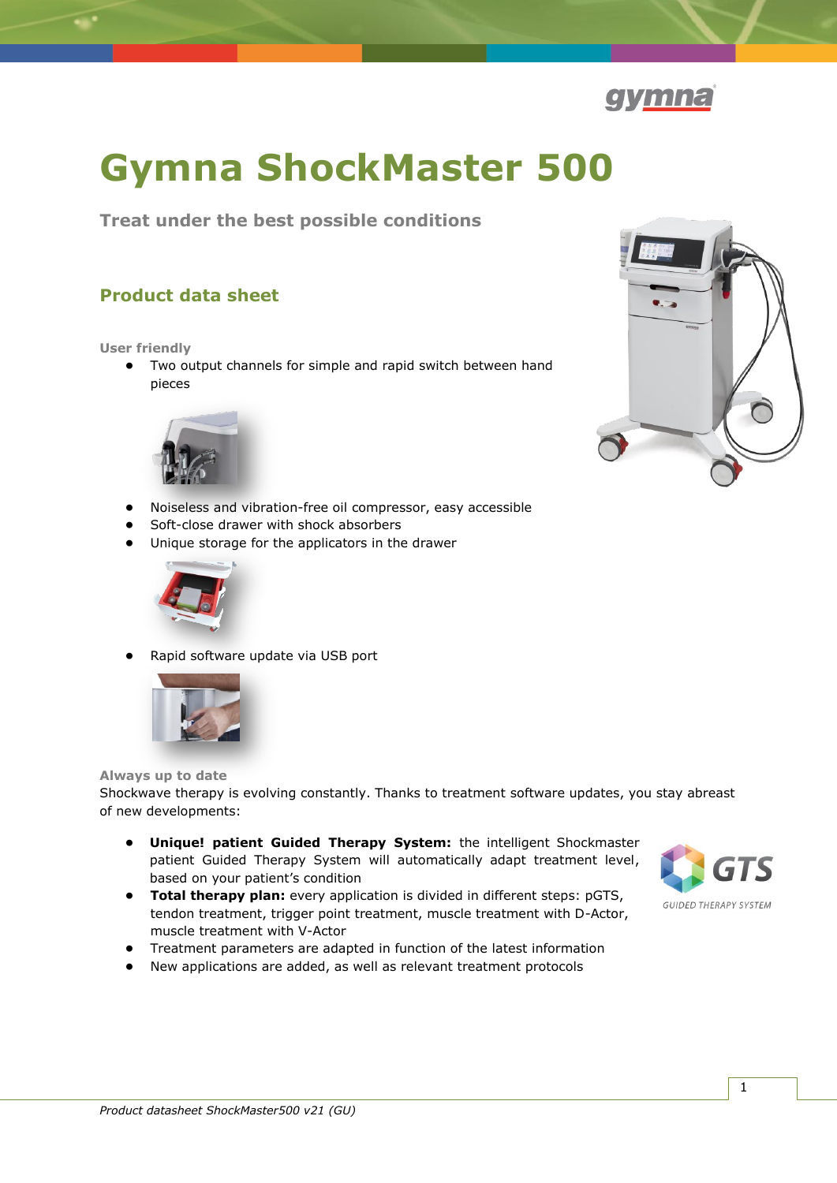# Gymna ShockMaster 500

### Treat under the best possible conditions

## Product data sheet

**User friendly**

- Two output channels for simple and rapid switch between hand pieces
- Noiseless and vibration-free oil compressor, easy accessible
- Soft-close drawer with shock absorbers
- Unique storage for the applicators in the drawer
- Rapid software update via USB port

**Always up to date**

Shockwave therapy is evolving constantly. Thanks to treatment software updates, you stay abreast of new developments:

- **Unique! patient Guided Therapy System:** the intelligent Shockmaster patient Guided Therapy System will automatically adapt treatment level, based on your patient's condition
- **Total therapy plan:** every application is divided in different steps: pGTS, tendon treatment, trigger point treatment, muscle treatment with D-Actor, muscle treatment with V-Actor
- Treatment parameters are adapted in function of the latest information
- New applications are added, as well as relevant treatment protocols

*Product datasheet ShockMaster500 v21 (GU)*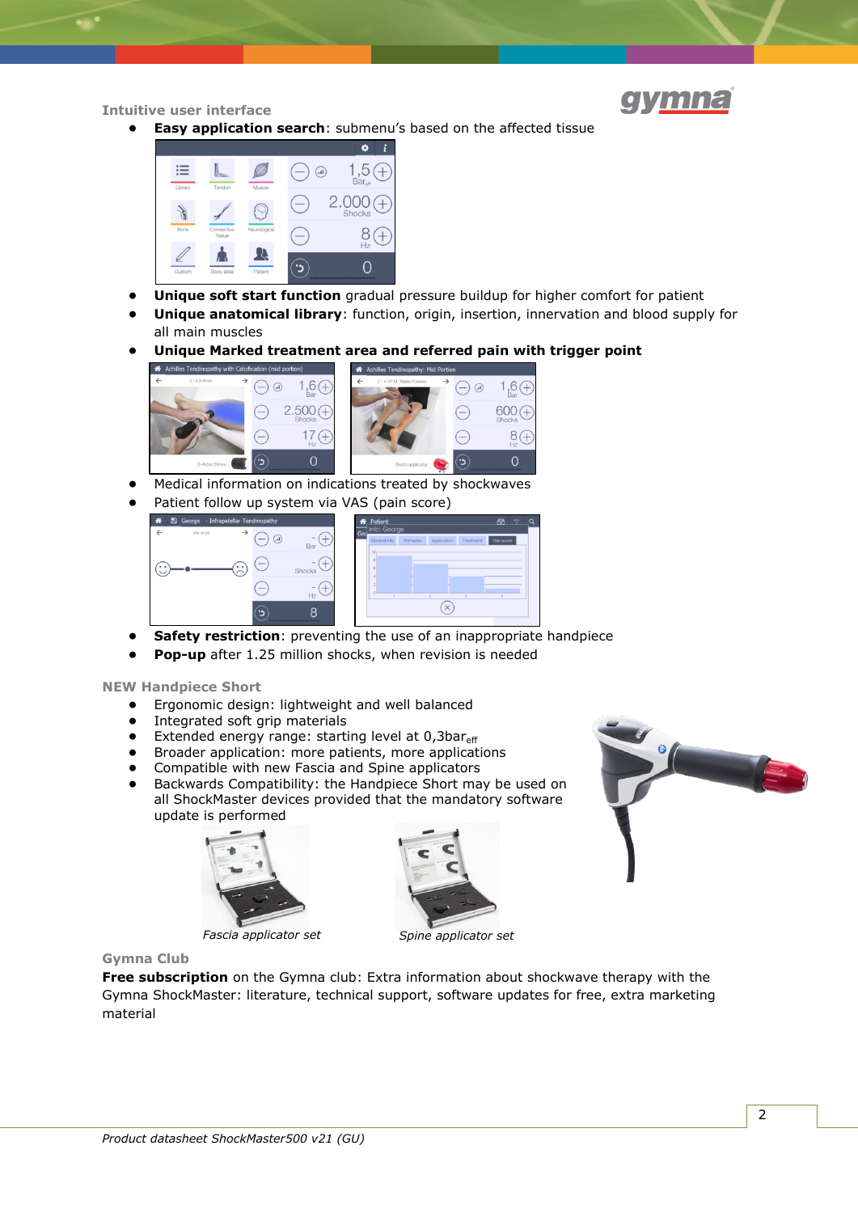## Intuitive user interface

- **Easy application search**: submenu's based on the affected tissue
- **Unique soft start function** gradual pressure buildup for higher comfort for patient
- **Unique anatomical library**: function, origin, insertion, innervation and blood supply for all main muscles
- **Unique Marked treatment area and referred pain with trigger point**
- Medical information on indications treated by shockwaves
- Patient follow up system via VAS (pain score)
- **Safety restriction**: preventing the use of an inappropriate handpiece
- **Pop-up** after 1.25 million shocks, when revision is needed

## NEW Handpiece Short

- Ergonomic design: lightweight and well balanced
- Integrated soft grip materials
- Extended energy range: starting level at 0,3$bar_{eff}$
- Broader application: more patients, more applications
- Compatible with new Fascia and Spine applicators
- Backwards Compatibility: the Handpiece Short may be used on all ShockMaster devices provided that the mandatory software update is performed

*Fascia applicator set*

*Spine applicator set*

## Gymna Club

**Free subscription** on the Gymna club: Extra information about shockwave therapy with the Gymna ShockMaster: literature, technical support, software updates for free, extra marketing material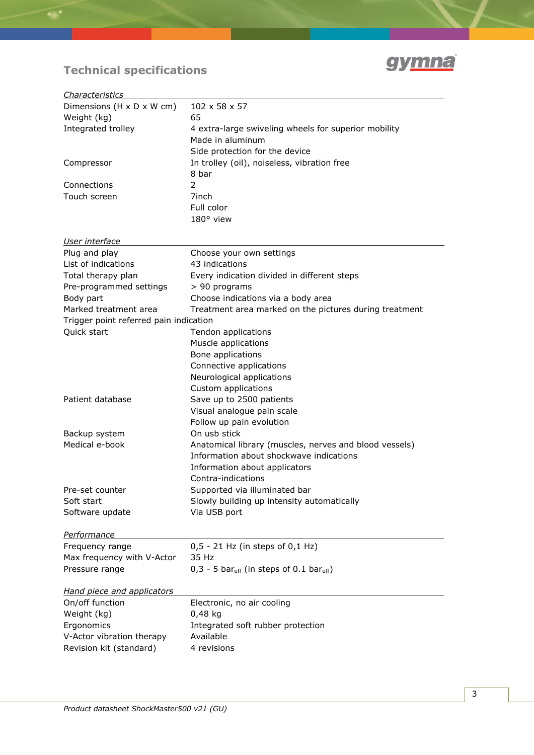## Technical specifications

| *Characteristics* | |
|---|---|
| Dimensions (H x D x W cm) | 102 x 58 x 57 |
| Weight (kg) | 65 |
| Integrated trolley | 4 extra-large swiveling wheels for superior mobility |
| | Made in aluminum |
| | Side protection for the device |
| Compressor | In trolley (oil), noiseless, vibration free |
| | 8 bar |
| Connections | 2 |
| Touch screen | 7inch |
| | Full color |
| | 180° view |

| *User interface* | |
|---|---|
| Plug and play | Choose your own settings |
| List of indications | 43 indications |
| Total therapy plan | Every indication divided in different steps |
| Pre-programmed settings | > 90 programs |
| Body part | Choose indications via a body area |
| Marked treatment area | Treatment area marked on the pictures during treatment |
| Trigger point referred pain indication | |
| Quick start | Tendon applications |
| | Muscle applications |
| | Bone applications |
| | Connective applications |
| | Neurological applications |
| | Custom applications |
| Patient database | Save up to 2500 patients |
| | Visual analogue pain scale |
| | Follow up pain evolution |
| Backup system | On usb stick |
| Medical e-book | Anatomical library (muscles, nerves and blood vessels) |
| | Information about shockwave indications |
| | Information about applicators |
| | Contra-indications |
| Pre-set counter | Supported via illuminated bar |
| Soft start | Slowly building up intensity automatically |
| Software update | Via USB port |

| *Performance* | |
|---|---|
| Frequency range | 0,5 - 21 Hz (in steps of 0,1 Hz) |
| Max frequency with V-Actor | 35 Hz |
| Pressure range | 0,3 - 5 $bar_{eff}$ (in steps of 0.1 $bar_{eff}$) |

| *Hand piece and applicators* | |
|---|---|
| On/off function | Electronic, no air cooling |
| Weight (kg) | 0,48 kg |
| Ergonomics | Integrated soft rubber protection |
| V-Actor vibration therapy | Available |
| Revision kit (standard) | 4 revisions |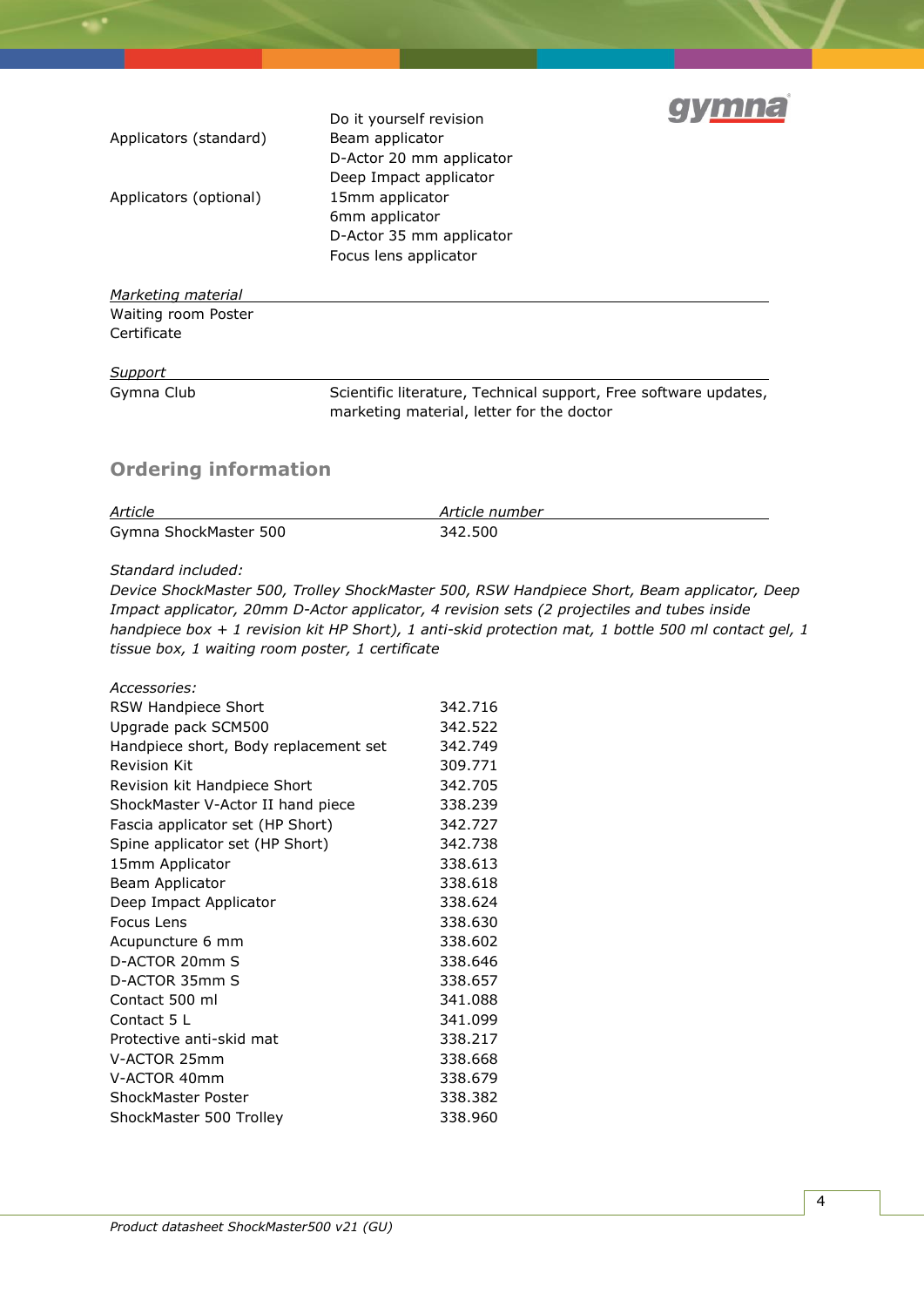| | |
|---|---|
| | Do it yourself revision |
| Applicators (standard) | Beam applicator |
| | D-Actor 20 mm applicator |
| | Deep Impact applicator |
| Applicators (optional) | 15mm applicator |
| | 6mm applicator |
| | D-Actor 35 mm applicator |
| | Focus lens applicator |

*Marketing material*

Waiting room Poster
Certificate

*Support*

| | |
|---|---|
| Gymna Club | Scientific literature, Technical support, Free software updates, marketing material, letter for the doctor |

## Ordering information

| *Article* | *Article number* |
|---|---|
| Gymna ShockMaster 500 | 342.500 |

*Standard included:*
*Device ShockMaster 500, Trolley ShockMaster 500, RSW Handpiece Short, Beam applicator, Deep Impact applicator, 20mm D-Actor applicator, 4 revision sets (2 projectiles and tubes inside handpiece box + 1 revision kit HP Short), 1 anti-skid protection mat, 1 bottle 500 ml contact gel, 1 tissue box, 1 waiting room poster, 1 certificate*

*Accessories:*

| | |
|---|---|
| RSW Handpiece Short | 342.716 |
| Upgrade pack SCM500 | 342.522 |
| Handpiece short, Body replacement set | 342.749 |
| Revision Kit | 309.771 |
| Revision kit Handpiece Short | 342.705 |
| ShockMaster V-Actor II hand piece | 338.239 |
| Fascia applicator set (HP Short) | 342.727 |
| Spine applicator set (HP Short) | 342.738 |
| 15mm Applicator | 338.613 |
| Beam Applicator | 338.618 |
| Deep Impact Applicator | 338.624 |
| Focus Lens | 338.630 |
| Acupuncture 6 mm | 338.602 |
| D-ACTOR 20mm S | 338.646 |
| D-ACTOR 35mm S | 338.657 |
| Contact 500 ml | 341.088 |
| Contact 5 L | 341.099 |
| Protective anti-skid mat | 338.217 |
| V-ACTOR 25mm | 338.668 |
| V-ACTOR 40mm | 338.679 |
| ShockMaster Poster | 338.382 |
| ShockMaster 500 Trolley | 338.960 |